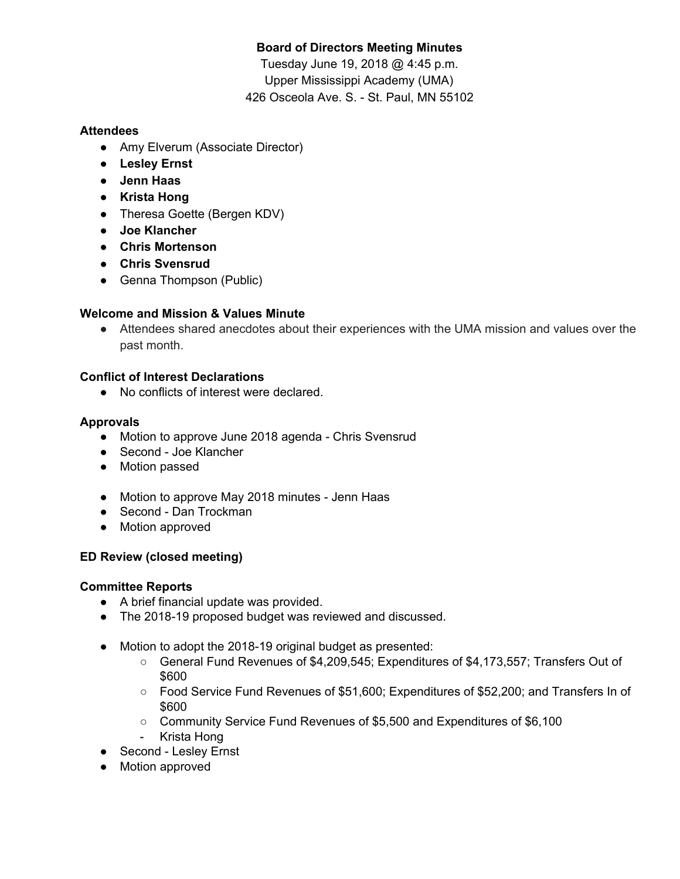**Board of Directors Meeting Minutes**

Tuesday June 19, 2018 @ 4:45 p.m.
Upper Mississippi Academy (UMA)
426 Osceola Ave. S. - St. Paul, MN 55102

**Attendees**

- Amy Elverum (Associate Director)
- **Lesley Ernst**
- **Jenn Haas**
- **Krista Hong**
- Theresa Goette (Bergen KDV)
- **Joe Klancher**
- **Chris Mortenson**
- **Chris Svensrud**
- Genna Thompson (Public)

**Welcome and Mission & Values Minute**

- Attendees shared anecdotes about their experiences with the UMA mission and values over the past month.

**Conflict of Interest Declarations**

- No conflicts of interest were declared.

**Approvals**

- Motion to approve June 2018 agenda - Chris Svensrud
- Second - Joe Klancher
- Motion passed

- Motion to approve May 2018 minutes - Jenn Haas
- Second - Dan Trockman
- Motion approved

**ED Review (closed meeting)**

**Committee Reports**

- A brief financial update was provided.
- The 2018-19 proposed budget was reviewed and discussed.

- Motion to adopt the 2018-19 original budget as presented:
    - General Fund Revenues of $4,209,545; Expenditures of $4,173,557; Transfers Out of $600
    - Food Service Fund Revenues of $51,600; Expenditures of $52,200; and Transfers In of $600
    - Community Service Fund Revenues of $5,500 and Expenditures of $6,100
    - Krista Hong
- Second - Lesley Ernst
- Motion approved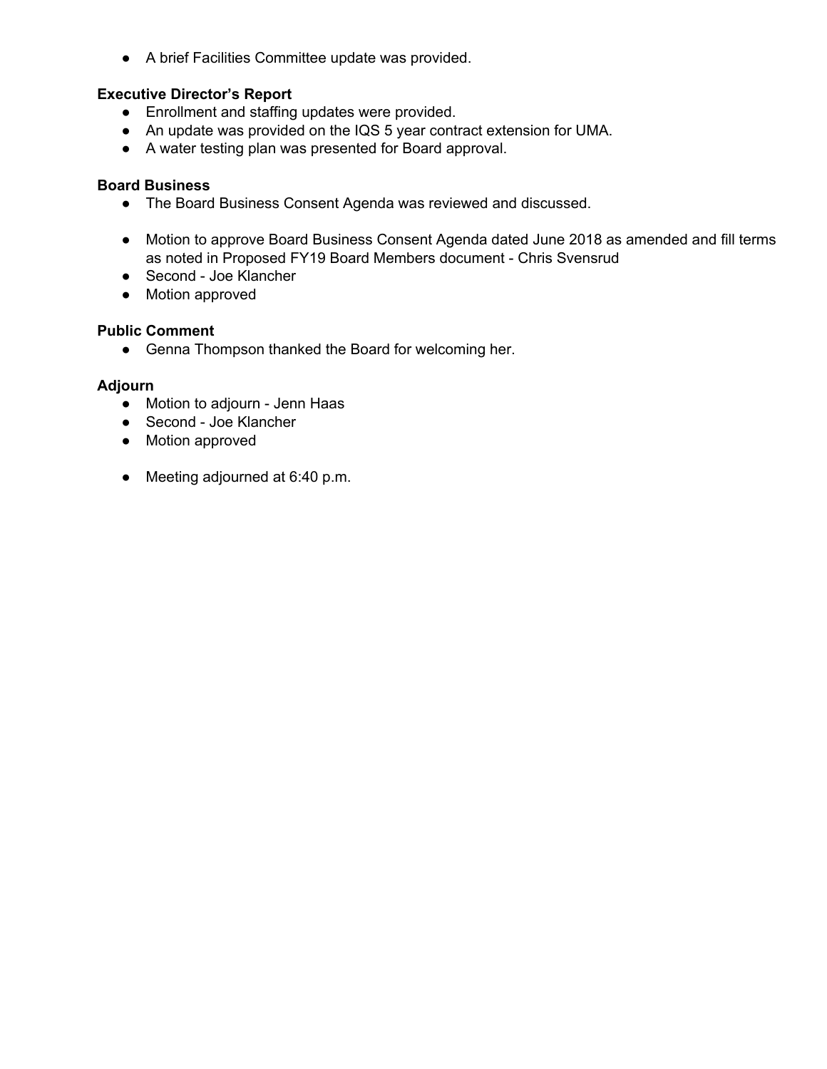- A brief Facilities Committee update was provided.

**Executive Director's Report**

- Enrollment and staffing updates were provided.
- An update was provided on the IQS 5 year contract extension for UMA.
- A water testing plan was presented for Board approval.

**Board Business**

- The Board Business Consent Agenda was reviewed and discussed.

- Motion to approve Board Business Consent Agenda dated June 2018 as amended and fill terms as noted in Proposed FY19 Board Members document - Chris Svensrud
- Second - Joe Klancher
- Motion approved

**Public Comment**

- Genna Thompson thanked the Board for welcoming her.

**Adjourn**

- Motion to adjourn - Jenn Haas
- Second - Joe Klancher
- Motion approved

- Meeting adjourned at 6:40 p.m.